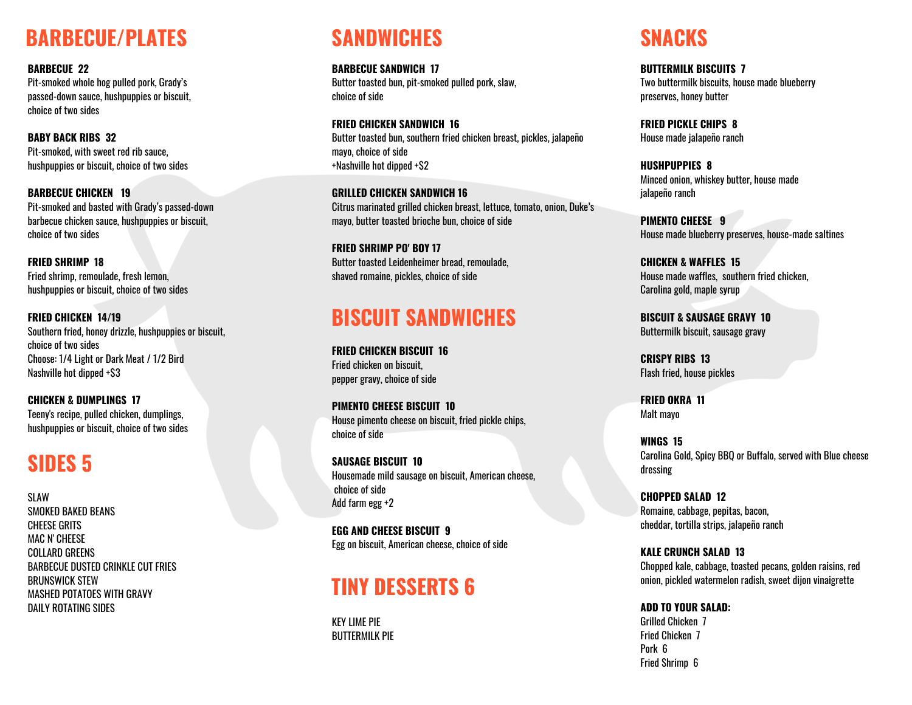## BARBECUE/PLATES

**BARBECUE 22**
Pit-smoked whole hog pulled pork, Grady's passed-down sauce, hushpuppies or biscuit, choice of two sides

**BABY BACK RIBS 32**
Pit-smoked, with sweet red rib sauce, hushpuppies or biscuit, choice of two sides

**BARBECUE CHICKEN 19**
Pit-smoked and basted with Grady's passed-down barbecue chicken sauce, hushpuppies or biscuit, choice of two sides

**FRIED SHRIMP 18**
Fried shrimp, remoulade, fresh lemon, hushpuppies or biscuit, choice of two sides

**FRIED CHICKEN 14/19**
Southern fried, honey drizzle, hushpuppies or biscuit, choice of two sides
Choose: 1/4 Light or Dark Meat / 1/2 Bird
Nashville hot dipped +$3

**CHICKEN & DUMPLINGS 17**
Teeny's recipe, pulled chicken, dumplings, hushpuppies or biscuit, choice of two sides

## SIDES 5

SLAW
SMOKED BAKED BEANS
CHEESE GRITS
MAC N' CHEESE
COLLARD GREENS
BARBECUE DUSTED CRINKLE CUT FRIES
BRUNSWICK STEW
MASHED POTATOES WITH GRAVY
DAILY ROTATING SIDES

## SANDWICHES

**BARBECUE SANDWICH 17**
Butter toasted bun, pit-smoked pulled pork, slaw, choice of side

**FRIED CHICKEN SANDWICH 16**
Butter toasted bun, southern fried chicken breast, pickles, jalapeño mayo, choice of side
+Nashville hot dipped +$2

**GRILLED CHICKEN SANDWICH 16**
Citrus marinated grilled chicken breast, lettuce, tomato, onion, Duke's mayo, butter toasted brioche bun, choice of side

**FRIED SHRIMP PO' BOY 17**
Butter toasted Leidenheimer bread, remoulade, shaved romaine, pickles, choice of side

## BISCUIT SANDWICHES

**FRIED CHICKEN BISCUIT 16**
Fried chicken on biscuit, pepper gravy, choice of side

**PIMENTO CHEESE BISCUIT 10**
House pimento cheese on biscuit, fried pickle chips, choice of side

**SAUSAGE BISCUIT 10**
Housemade mild sausage on biscuit, American cheese, choice of side
Add farm egg +2

**EGG AND CHEESE BISCUIT 9**
Egg on biscuit, American cheese, choice of side

## TINY DESSERTS 6

KEY LIME PIE
BUTTERMILK PIE

## SNACKS

**BUTTERMILK BISCUITS 7**
Two buttermilk biscuits, house made blueberry preserves, honey butter

**FRIED PICKLE CHIPS 8**
House made jalapeño ranch

**HUSHPUPPIES 8**
Minced onion, whiskey butter, house made jalapeño ranch

**PIMENTO CHEESE 9**
House made blueberry preserves, house-made saltines

**CHICKEN & WAFFLES 15**
House made waffles, southern fried chicken, Carolina gold, maple syrup

**BISCUIT & SAUSAGE GRAVY 10**
Buttermilk biscuit, sausage gravy

**CRISPY RIBS 13**
Flash fried, house pickles

**FRIED OKRA 11**
Malt mayo

**WINGS 15**
Carolina Gold, Spicy BBQ or Buffalo, served with Blue cheese dressing

**CHOPPED SALAD 12**
Romaine, cabbage, pepitas, bacon, cheddar, tortilla strips, jalapeño ranch

**KALE CRUNCH SALAD 13**
Chopped kale, cabbage, toasted pecans, golden raisins, red onion, pickled watermelon radish, sweet dijon vinaigrette

**ADD TO YOUR SALAD:**
Grilled Chicken 7
Fried Chicken 7
Pork 6
Fried Shrimp 6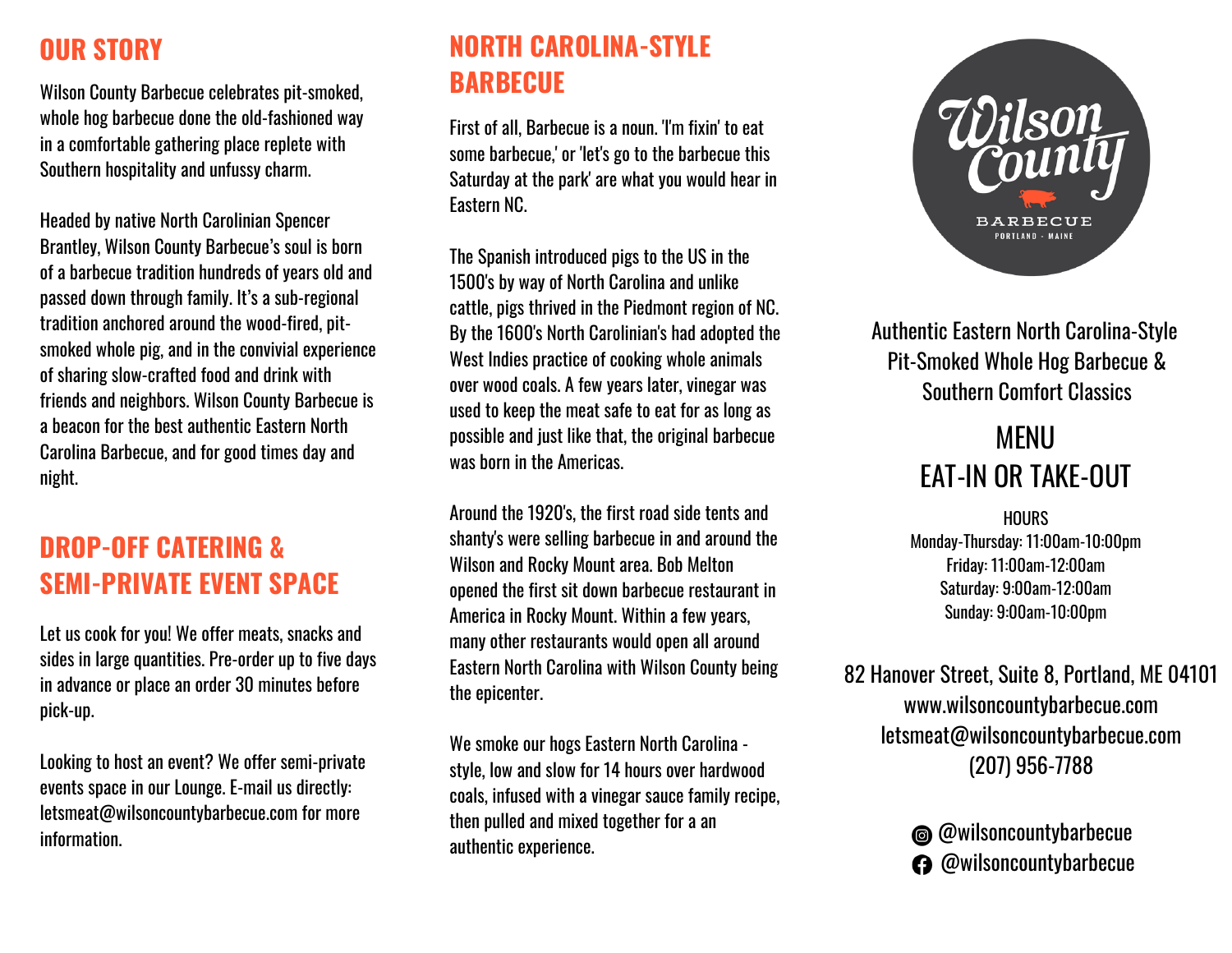## OUR STORY

Wilson County Barbecue celebrates pit-smoked, whole hog barbecue done the old-fashioned way in a comfortable gathering place replete with Southern hospitality and unfussy charm.

Headed by native North Carolinian Spencer Brantley, Wilson County Barbecue's soul is born of a barbecue tradition hundreds of years old and passed down through family. It's a sub-regional tradition anchored around the wood-fired, pit-smoked whole pig, and in the convivial experience of sharing slow-crafted food and drink with friends and neighbors. Wilson County Barbecue is a beacon for the best authentic Eastern North Carolina Barbecue, and for good times day and night.

## DROP-OFF CATERING & SEMI-PRIVATE EVENT SPACE

Let us cook for you! We offer meats, snacks and sides in large quantities. Pre-order up to five days in advance or place an order 30 minutes before pick-up.

Looking to host an event? We offer semi-private events space in our Lounge. E-mail us directly: letsmeat@wilsoncountybarbecue.com for more information.

## NORTH CAROLINA-STYLE BARBECUE

First of all, Barbecue is a noun. 'I'm fixin' to eat some barbecue,' or 'let's go to the barbecue this Saturday at the park' are what you would hear in Eastern NC.

The Spanish introduced pigs to the US in the 1500's by way of North Carolina and unlike cattle, pigs thrived in the Piedmont region of NC. By the 1600's North Carolinian's had adopted the West Indies practice of cooking whole animals over wood coals. A few years later, vinegar was used to keep the meat safe to eat for as long as possible and just like that, the original barbecue was born in the Americas.

Around the 1920's, the first road side tents and shanty's were selling barbecue in and around the Wilson and Rocky Mount area. Bob Melton opened the first sit down barbecue restaurant in America in Rocky Mount. Within a few years, many other restaurants would open all around Eastern North Carolina with Wilson County being the epicenter.

We smoke our hogs Eastern North Carolina - style, low and slow for 14 hours over hardwood coals, infused with a vinegar sauce family recipe, then pulled and mixed together for a an authentic experience.

Wilson County
BARBECUE
PORTLAND - MAINE

Authentic Eastern North Carolina-Style Pit-Smoked Whole Hog Barbecue & Southern Comfort Classics

# MENU
# EAT-IN OR TAKE-OUT

HOURS
Monday-Thursday: 11:00am-10:00pm
Friday: 11:00am-12:00am
Saturday: 9:00am-12:00am
Sunday: 9:00am-10:00pm

82 Hanover Street, Suite 8, Portland, ME 04101
www.wilsoncountybarbecue.com
letsmeat@wilsoncountybarbecue.com
(207) 956-7788

@wilsoncountybarbecue
@wilsoncountybarbecue